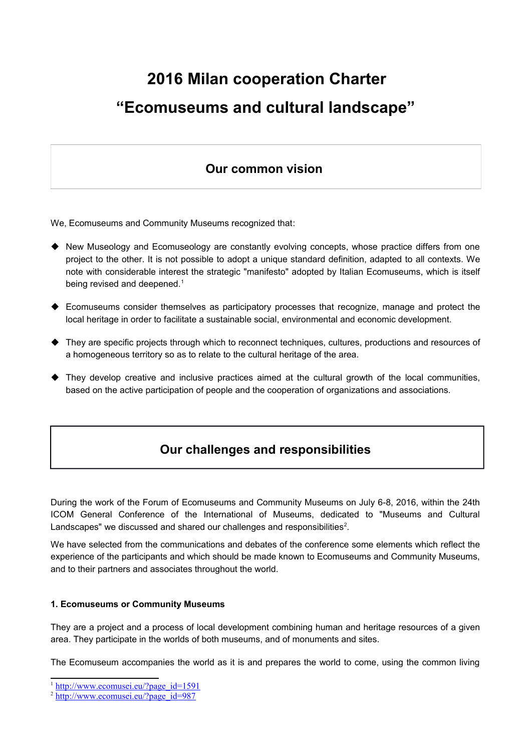# 2016 Milan cooperation Charter

# "Ecomuseums and cultural landscape"

## Our common vision

We, Ecomuseums and Community Museums recognized that:

- New Museology and Ecomuseology are constantly evolving concepts, whose practice differs from one project to the other. It is not possible to adopt a unique standard definition, adapted to all contexts. We note with considerable interest the strategic "manifesto" adopted by Italian Ecomuseums, which is itself being revised and deepened.[1]
- Ecomuseums consider themselves as participatory processes that recognize, manage and protect the local heritage in order to facilitate a sustainable social, environmental and economic development.
- They are specific projects through which to reconnect techniques, cultures, productions and resources of a homogeneous territory so as to relate to the cultural heritage of the area.
- They develop creative and inclusive practices aimed at the cultural growth of the local communities, based on the active participation of people and the cooperation of organizations and associations.

## Our challenges and responsibilities

During the work of the Forum of Ecomuseums and Community Museums on July 6-8, 2016, within the 24th ICOM General Conference of the International of Museums, dedicated to "Museums and Cultural Landscapes" we discussed and shared our challenges and responsibilities[2].

We have selected from the communications and debates of the conference some elements which reflect the experience of the participants and which should be made known to Ecomuseums and Community Museums, and to their partners and associates throughout the world.

**1. Ecomuseums or Community Museums**

They are a project and a process of local development combining human and heritage resources of a given area. They participate in the worlds of both museums, and of monuments and sites.

The Ecomuseum accompanies the world as it is and prepares the world to come, using the common living

[1] http://www.ecomusei.eu/?page_id=1591
[2] http://www.ecomusei.eu/?page_id=987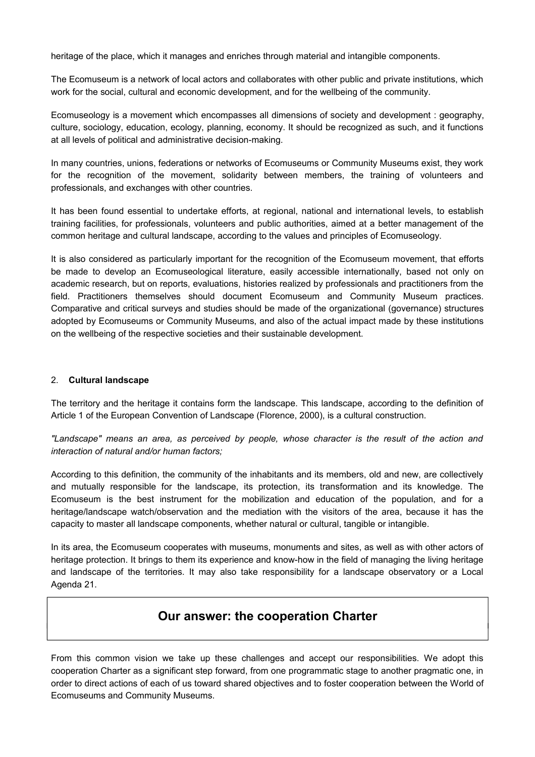heritage of the place, which it manages and enriches through material and intangible components.

The Ecomuseum is a network of local actors and collaborates with other public and private institutions, which work for the social, cultural and economic development, and for the wellbeing of the community.

Ecomuseology is a movement which encompasses all dimensions of society and development : geography, culture, sociology, education, ecology, planning, economy. It should be recognized as such, and it functions at all levels of political and administrative decision-making.

In many countries, unions, federations or networks of Ecomuseums or Community Museums exist, they work for the recognition of the movement, solidarity between members, the training of volunteers and professionals, and exchanges with other countries.

It has been found essential to undertake efforts, at regional, national and international levels, to establish training facilities, for professionals, volunteers and public authorities, aimed at a better management of the common heritage and cultural landscape, according to the values and principles of Ecomuseology.

It is also considered as particularly important for the recognition of the Ecomuseum movement, that efforts be made to develop an Ecomuseological literature, easily accessible internationally, based not only on academic research, but on reports, evaluations, histories realized by professionals and practitioners from the field. Practitioners themselves should document Ecomuseum and Community Museum practices. Comparative and critical surveys and studies should be made of the organizational (governance) structures adopted by Ecomuseums or Community Museums, and also of the actual impact made by these institutions on the wellbeing of the respective societies and their sustainable development.

### 2. **Cultural landscape**

The territory and the heritage it contains form the landscape. This landscape, according to the definition of Article 1 of the European Convention of Landscape (Florence, 2000), is a cultural construction.

*"Landscape" means an area, as perceived by people, whose character is the result of the action and interaction of natural and/or human factors;*

According to this definition, the community of the inhabitants and its members, old and new, are collectively and mutually responsible for the landscape, its protection, its transformation and its knowledge. The Ecomuseum is the best instrument for the mobilization and education of the population, and for a heritage/landscape watch/observation and the mediation with the visitors of the area, because it has the capacity to master all landscape components, whether natural or cultural, tangible or intangible.

In its area, the Ecomuseum cooperates with museums, monuments and sites, as well as with other actors of heritage protection. It brings to them its experience and know-how in the field of managing the living heritage and landscape of the territories. It may also take responsibility for a landscape observatory or a Local Agenda 21.

## Our answer: the cooperation Charter

From this common vision we take up these challenges and accept our responsibilities. We adopt this cooperation Charter as a significant step forward, from one programmatic stage to another pragmatic one, in order to direct actions of each of us toward shared objectives and to foster cooperation between the World of Ecomuseums and Community Museums.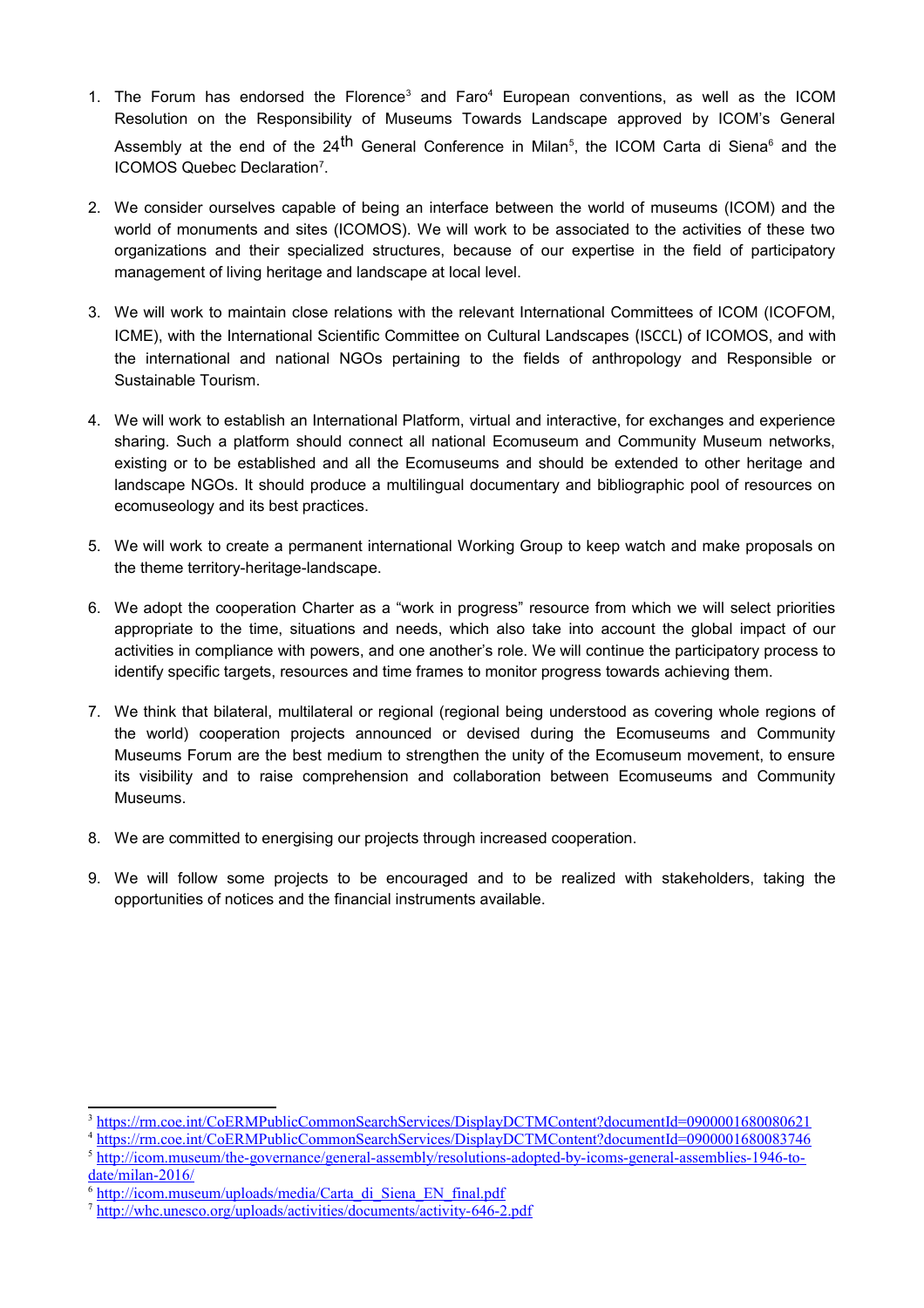1. The Forum has endorsed the Florence[3] and Faro[4] European conventions, as well as the ICOM Resolution on the Responsibility of Museums Towards Landscape approved by ICOM's General Assembly at the end of the 24th General Conference in Milan[5], the ICOM Carta di Siena[6] and the ICOMOS Quebec Declaration[7].

2. We consider ourselves capable of being an interface between the world of museums (ICOM) and the world of monuments and sites (ICOMOS). We will work to be associated to the activities of these two organizations and their specialized structures, because of our expertise in the field of participatory management of living heritage and landscape at local level.

3. We will work to maintain close relations with the relevant International Committees of ICOM (ICOFOM, ICME), with the International Scientific Committee on Cultural Landscapes (ISCCL) of ICOMOS, and with the international and national NGOs pertaining to the fields of anthropology and Responsible or Sustainable Tourism.

4. We will work to establish an International Platform, virtual and interactive, for exchanges and experience sharing. Such a platform should connect all national Ecomuseum and Community Museum networks, existing or to be established and all the Ecomuseums and should be extended to other heritage and landscape NGOs. It should produce a multilingual documentary and bibliographic pool of resources on ecomuseology and its best practices.

5. We will work to create a permanent international Working Group to keep watch and make proposals on the theme territory-heritage-landscape.

6. We adopt the cooperation Charter as a "work in progress" resource from which we will select priorities appropriate to the time, situations and needs, which also take into account the global impact of our activities in compliance with powers, and one another's role. We will continue the participatory process to identify specific targets, resources and time frames to monitor progress towards achieving them.

7. We think that bilateral, multilateral or regional (regional being understood as covering whole regions of the world) cooperation projects announced or devised during the Ecomuseums and Community Museums Forum are the best medium to strengthen the unity of the Ecomuseum movement, to ensure its visibility and to raise comprehension and collaboration between Ecomuseums and Community Museums.

8. We are committed to energising our projects through increased cooperation.

9. We will follow some projects to be encouraged and to be realized with stakeholders, taking the opportunities of notices and the financial instruments available.

---

[3] https://rm.coe.int/CoERMPublicCommonSearchServices/DisplayDCTMContent?documentId=0900001680080621

[4] https://rm.coe.int/CoERMPublicCommonSearchServices/DisplayDCTMContent?documentId=0900001680083746

[5] http://icom.museum/the-governance/general-assembly/resolutions-adopted-by-icoms-general-assemblies-1946-to-date/milan-2016/

[6] http://icom.museum/uploads/media/Carta_di_Siena_EN_final.pdf

[7] http://whc.unesco.org/uploads/activities/documents/activity-646-2.pdf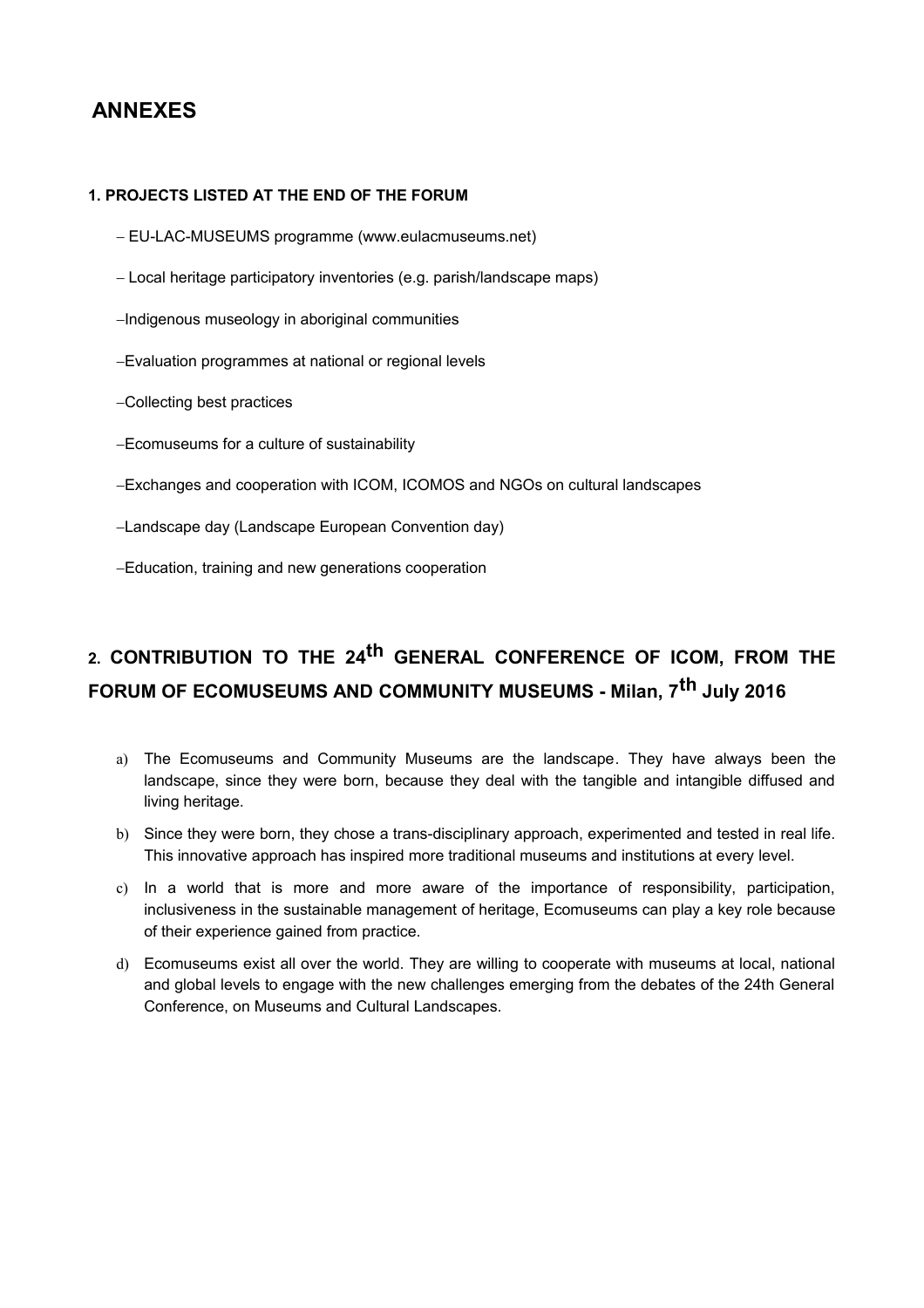# ANNEXES

### 1. PROJECTS LISTED AT THE END OF THE FORUM

– EU-LAC-MUSEUMS programme (www.eulacmuseums.net)

– Local heritage participatory inventories (e.g. parish/landscape maps)

–Indigenous museology in aboriginal communities

–Evaluation programmes at national or regional levels

–Collecting best practices

–Ecomuseums for a culture of sustainability

–Exchanges and cooperation with ICOM, ICOMOS and NGOs on cultural landscapes

–Landscape day (Landscape European Convention day)

–Education, training and new generations cooperation

## 2. CONTRIBUTION TO THE 24th GENERAL CONFERENCE OF ICOM, FROM THE FORUM OF ECOMUSEUMS AND COMMUNITY MUSEUMS - Milan, 7th July 2016

a) The Ecomuseums and Community Museums are the landscape. They have always been the landscape, since they were born, because they deal with the tangible and intangible diffused and living heritage.

b) Since they were born, they chose a trans-disciplinary approach, experimented and tested in real life. This innovative approach has inspired more traditional museums and institutions at every level.

c) In a world that is more and more aware of the importance of responsibility, participation, inclusiveness in the sustainable management of heritage, Ecomuseums can play a key role because of their experience gained from practice.

d) Ecomuseums exist all over the world. They are willing to cooperate with museums at local, national and global levels to engage with the new challenges emerging from the debates of the 24th General Conference, on Museums and Cultural Landscapes.